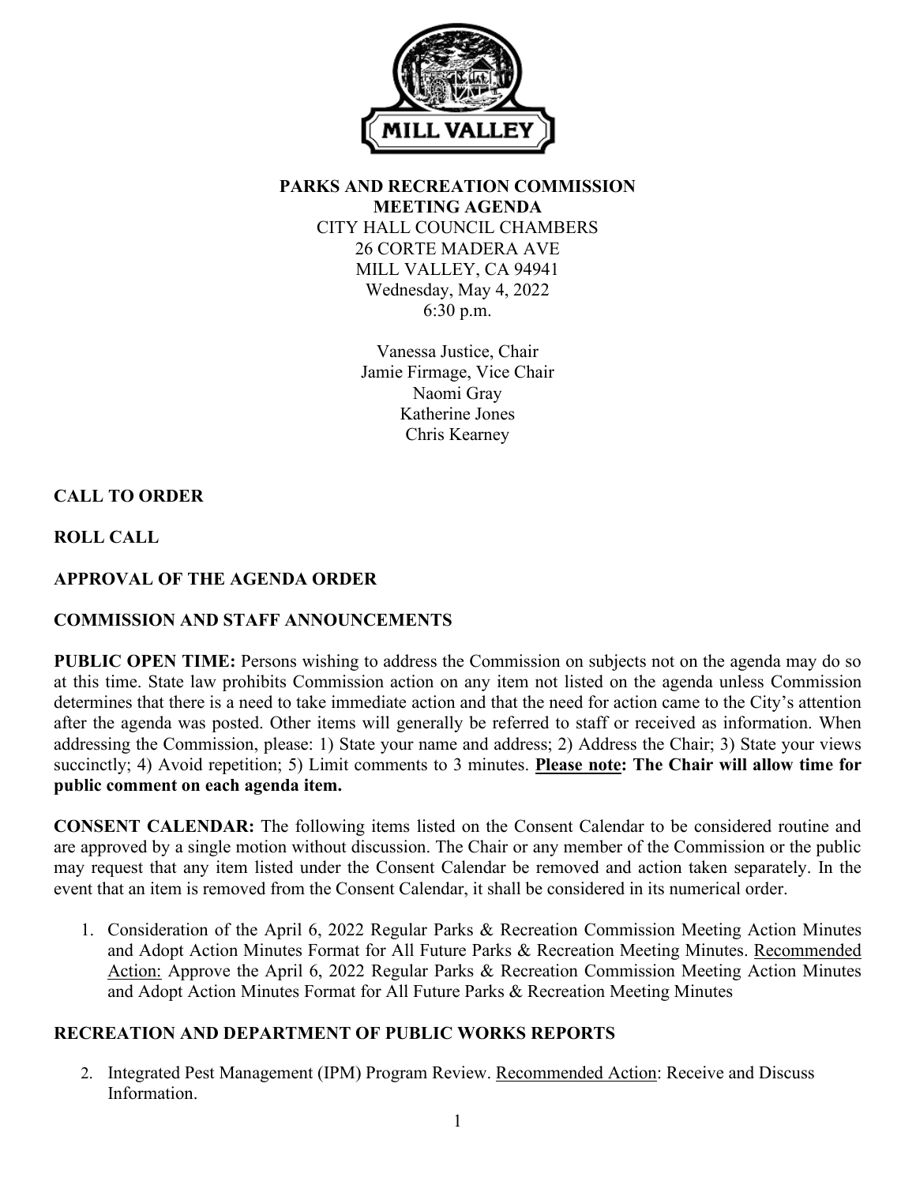**PARKS AND RECREATION COMMISSION**
**MEETING AGENDA**
CITY HALL COUNCIL CHAMBERS
26 CORTE MADERA AVE
MILL VALLEY, CA 94941
Wednesday, May 4, 2022
6:30 p.m.

Vanessa Justice, Chair
Jamie Firmage, Vice Chair
Naomi Gray
Katherine Jones
Chris Kearney

**CALL TO ORDER**

**ROLL CALL**

**APPROVAL OF THE AGENDA ORDER**

**COMMISSION AND STAFF ANNOUNCEMENTS**

**PUBLIC OPEN TIME:** Persons wishing to address the Commission on subjects not on the agenda may do so at this time. State law prohibits Commission action on any item not listed on the agenda unless Commission determines that there is a need to take immediate action and that the need for action came to the City's attention after the agenda was posted. Other items will generally be referred to staff or received as information. When addressing the Commission, please: 1) State your name and address; 2) Address the Chair; 3) State your views succinctly; 4) Avoid repetition; 5) Limit comments to 3 minutes. **Please note: The Chair will allow time for public comment on each agenda item.**

**CONSENT CALENDAR:** The following items listed on the Consent Calendar to be considered routine and are approved by a single motion without discussion. The Chair or any member of the Commission or the public may request that any item listed under the Consent Calendar be removed and action taken separately. In the event that an item is removed from the Consent Calendar, it shall be considered in its numerical order.

1. Consideration of the April 6, 2022 Regular Parks & Recreation Commission Meeting Action Minutes and Adopt Action Minutes Format for All Future Parks & Recreation Meeting Minutes. Recommended Action: Approve the April 6, 2022 Regular Parks & Recreation Commission Meeting Action Minutes and Adopt Action Minutes Format for All Future Parks & Recreation Meeting Minutes

**RECREATION AND DEPARTMENT OF PUBLIC WORKS REPORTS**

2. Integrated Pest Management (IPM) Program Review. Recommended Action: Receive and Discuss Information.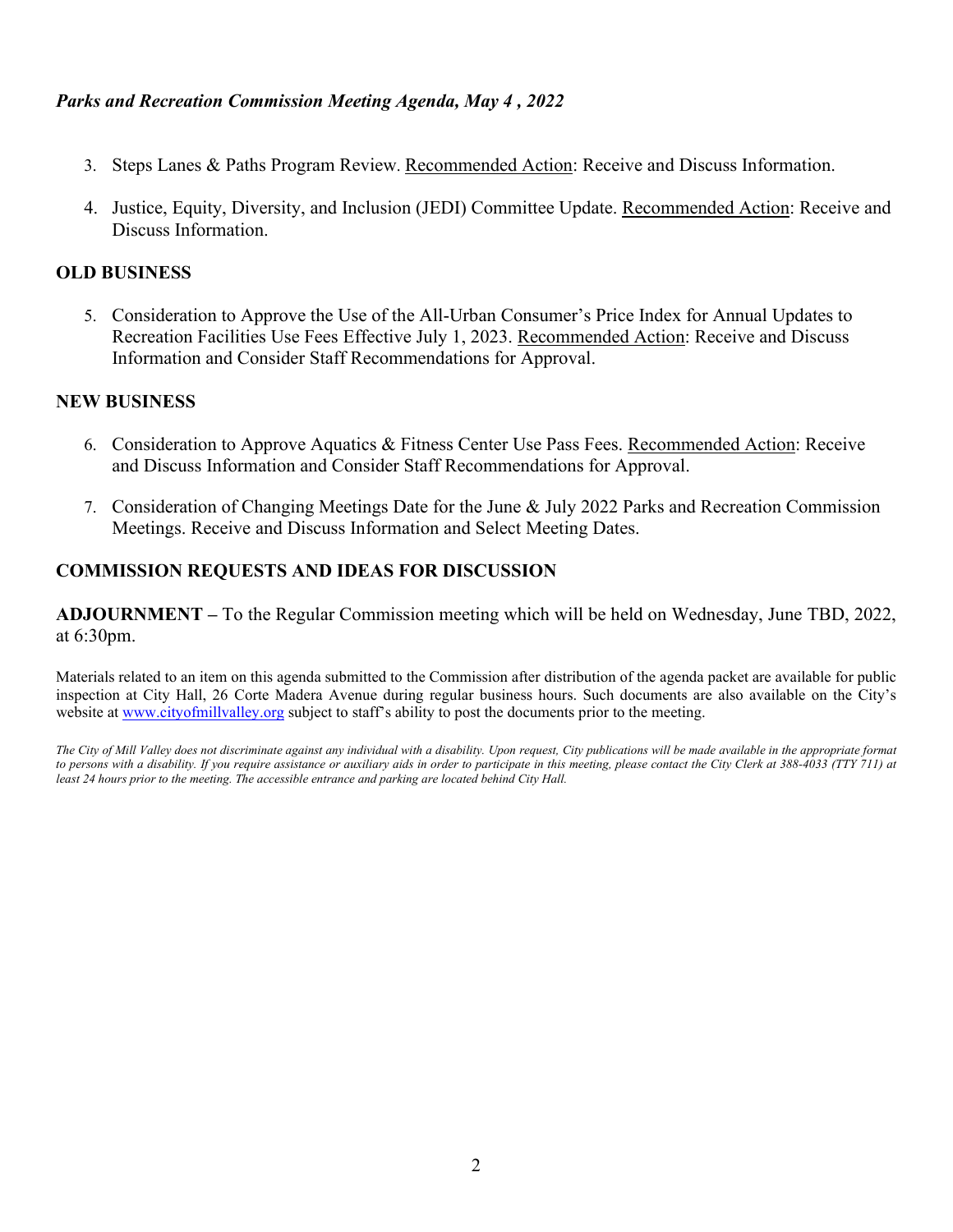3. Steps Lanes & Paths Program Review. Recommended Action: Receive and Discuss Information.

4. Justice, Equity, Diversity, and Inclusion (JEDI) Committee Update. Recommended Action: Receive and Discuss Information.

## OLD BUSINESS

5. Consideration to Approve the Use of the All-Urban Consumer's Price Index for Annual Updates to Recreation Facilities Use Fees Effective July 1, 2023. Recommended Action: Receive and Discuss Information and Consider Staff Recommendations for Approval.

## NEW BUSINESS

6. Consideration to Approve Aquatics & Fitness Center Use Pass Fees. Recommended Action: Receive and Discuss Information and Consider Staff Recommendations for Approval.

7. Consideration of Changing Meetings Date for the June & July 2022 Parks and Recreation Commission Meetings. Receive and Discuss Information and Select Meeting Dates.

## COMMISSION REQUESTS AND IDEAS FOR DISCUSSION

**ADJOURNMENT –** To the Regular Commission meeting which will be held on Wednesday, June TBD, 2022, at 6:30pm.

Materials related to an item on this agenda submitted to the Commission after distribution of the agenda packet are available for public inspection at City Hall, 26 Corte Madera Avenue during regular business hours. Such documents are also available on the City's website at www.cityofmillvalley.org subject to staff's ability to post the documents prior to the meeting.

*The City of Mill Valley does not discriminate against any individual with a disability. Upon request, City publications will be made available in the appropriate format to persons with a disability. If you require assistance or auxiliary aids in order to participate in this meeting, please contact the City Clerk at 388-4033 (TTY 711) at least 24 hours prior to the meeting. The accessible entrance and parking are located behind City Hall.*